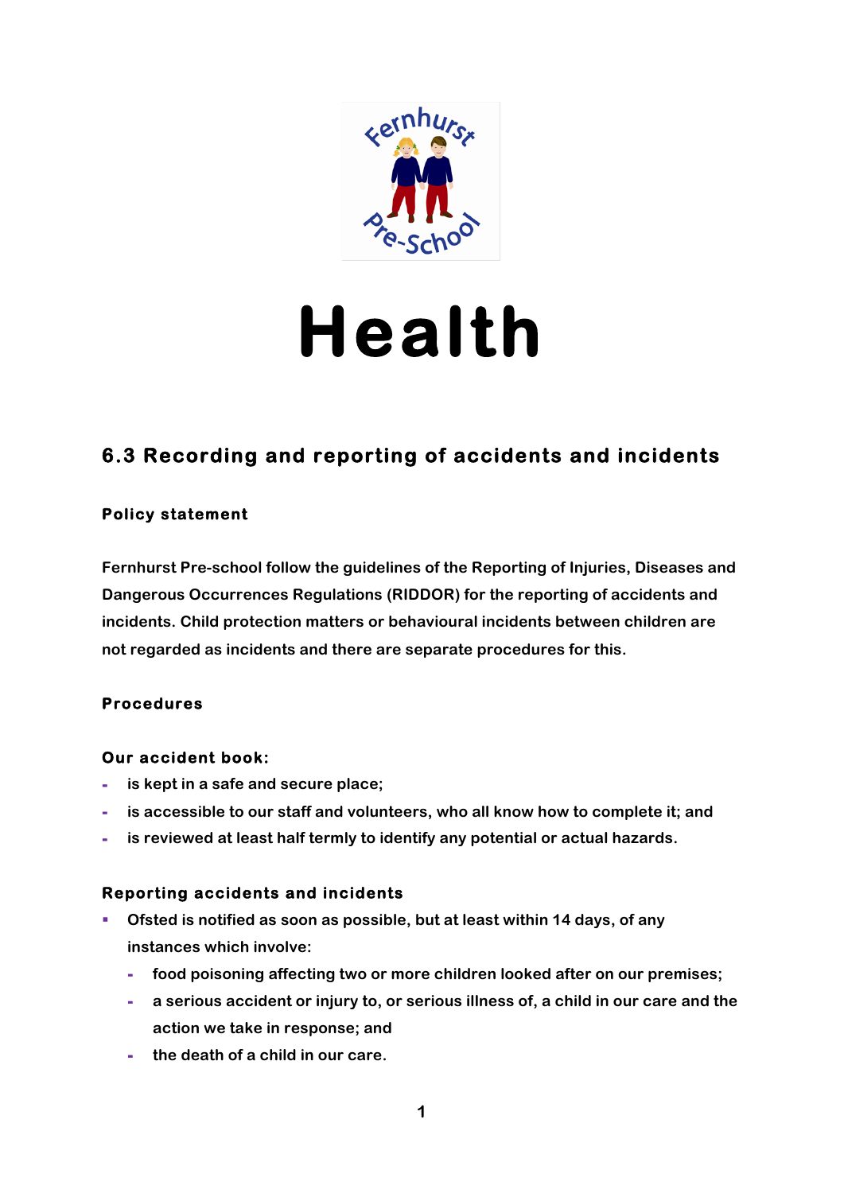# Health

## 6.3 Recording and reporting of accidents and incidents

### Policy statement

Fernhurst Pre-school follow the guidelines of the Reporting of Injuries, Diseases and Dangerous Occurrences Regulations (RIDDOR) for the reporting of accidents and incidents. Child protection matters or behavioural incidents between children are not regarded as incidents and there are separate procedures for this.

### Procedures

#### Our accident book:

- is kept in a safe and secure place;
- is accessible to our staff and volunteers, who all know how to complete it; and
- is reviewed at least half termly to identify any potential or actual hazards.

#### Reporting accidents and incidents

- Ofsted is notified as soon as possible, but at least within 14 days, of any instances which involve:
  - food poisoning affecting two or more children looked after on our premises;
  - a serious accident or injury to, or serious illness of, a child in our care and the action we take in response; and
  - the death of a child in our care.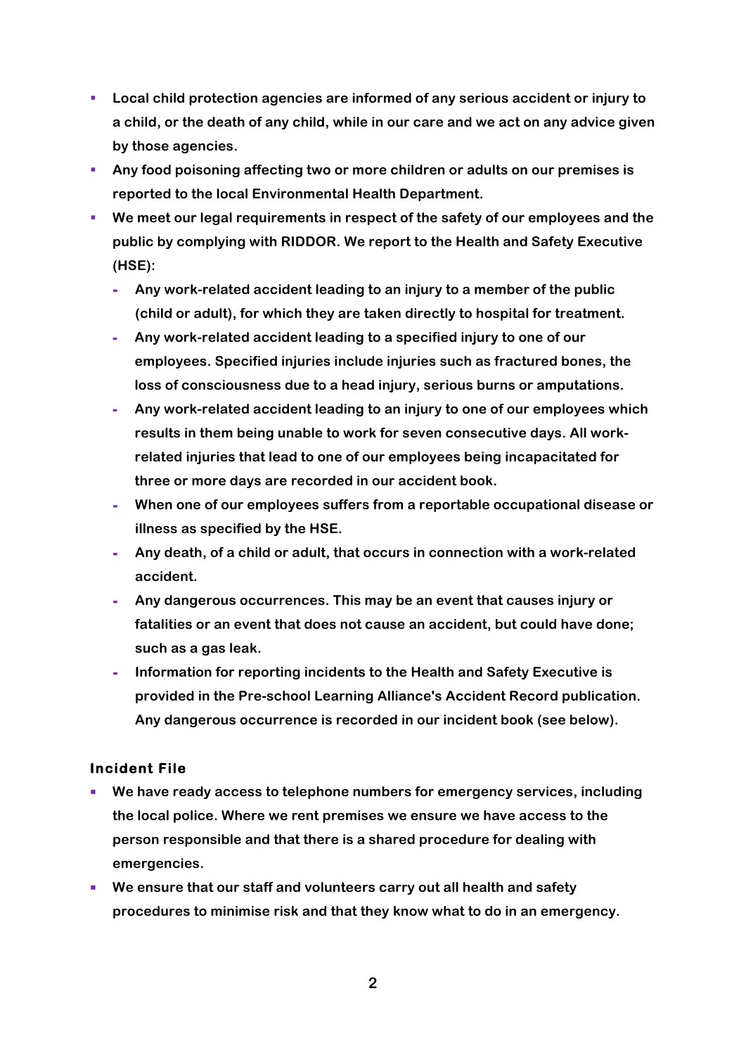- Local child protection agencies are informed of any serious accident or injury to a child, or the death of any child, while in our care and we act on any advice given by those agencies.
- Any food poisoning affecting two or more children or adults on our premises is reported to the local Environmental Health Department.
- We meet our legal requirements in respect of the safety of our employees and the public by complying with RIDDOR. We report to the Health and Safety Executive (HSE):
  - Any work-related accident leading to an injury to a member of the public (child or adult), for which they are taken directly to hospital for treatment.
  - Any work-related accident leading to a specified injury to one of our employees. Specified injuries include injuries such as fractured bones, the loss of consciousness due to a head injury, serious burns or amputations.
  - Any work-related accident leading to an injury to one of our employees which results in them being unable to work for seven consecutive days. All work-related injuries that lead to one of our employees being incapacitated for three or more days are recorded in our accident book.
  - When one of our employees suffers from a reportable occupational disease or illness as specified by the HSE.
  - Any death, of a child or adult, that occurs in connection with a work-related accident.
  - Any dangerous occurrences. This may be an event that causes injury or fatalities or an event that does not cause an accident, but could have done; such as a gas leak.
  - Information for reporting incidents to the Health and Safety Executive is provided in the Pre-school Learning Alliance's Accident Record publication. Any dangerous occurrence is recorded in our incident book (see below).

### Incident File

- We have ready access to telephone numbers for emergency services, including the local police. Where we rent premises we ensure we have access to the person responsible and that there is a shared procedure for dealing with emergencies.
- We ensure that our staff and volunteers carry out all health and safety procedures to minimise risk and that they know what to do in an emergency.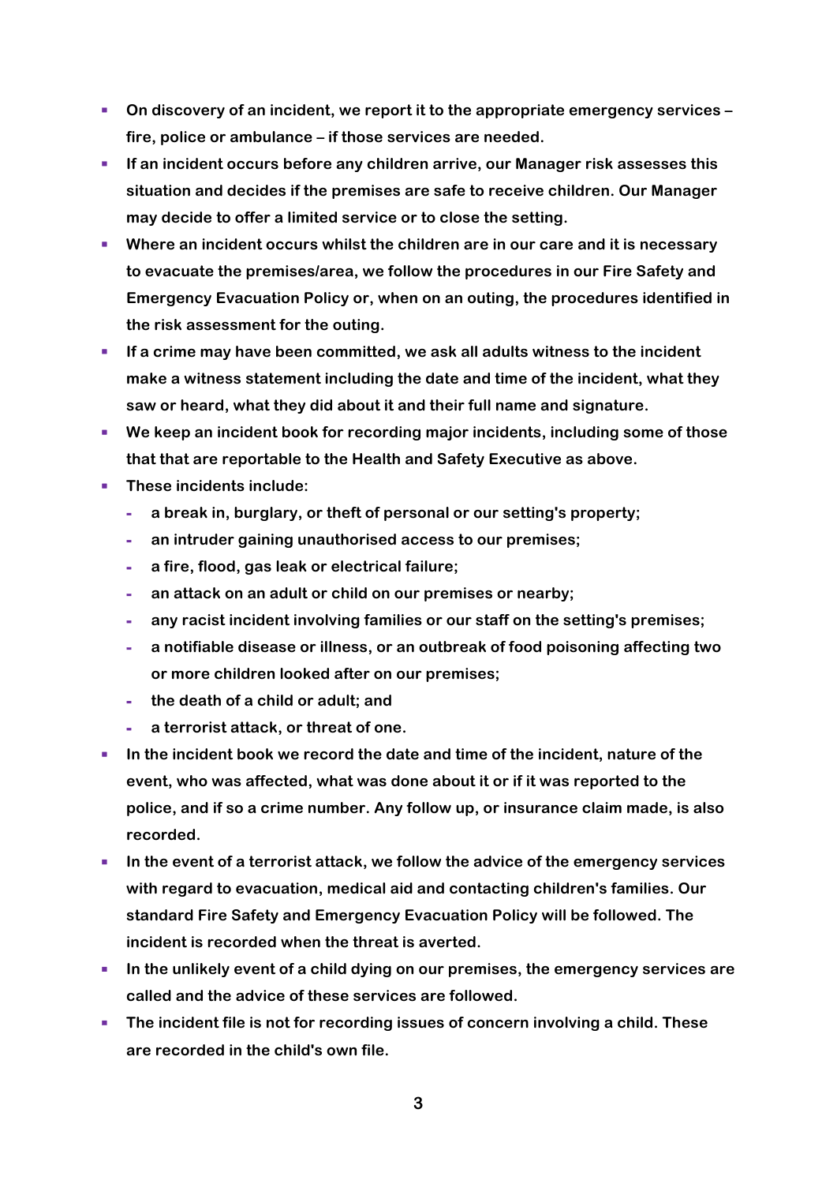- **On discovery of an incident, we report it to the appropriate emergency services – fire, police or ambulance – if those services are needed.**
- **If an incident occurs before any children arrive, our Manager risk assesses this situation and decides if the premises are safe to receive children. Our Manager may decide to offer a limited service or to close the setting.**
- **Where an incident occurs whilst the children are in our care and it is necessary to evacuate the premises/area, we follow the procedures in our Fire Safety and Emergency Evacuation Policy or, when on an outing, the procedures identified in the risk assessment for the outing.**
- **If a crime may have been committed, we ask all adults witness to the incident make a witness statement including the date and time of the incident, what they saw or heard, what they did about it and their full name and signature.**
- **We keep an incident book for recording major incidents, including some of those that that are reportable to the Health and Safety Executive as above.**
- **These incidents include:**
  - **a break in, burglary, or theft of personal or our setting's property;**
  - **an intruder gaining unauthorised access to our premises;**
  - **a fire, flood, gas leak or electrical failure;**
  - **an attack on an adult or child on our premises or nearby;**
  - **any racist incident involving families or our staff on the setting's premises;**
  - **a notifiable disease or illness, or an outbreak of food poisoning affecting two or more children looked after on our premises;**
  - **the death of a child or adult; and**
  - **a terrorist attack, or threat of one.**
- **In the incident book we record the date and time of the incident, nature of the event, who was affected, what was done about it or if it was reported to the police, and if so a crime number. Any follow up, or insurance claim made, is also recorded.**
- **In the event of a terrorist attack, we follow the advice of the emergency services with regard to evacuation, medical aid and contacting children's families. Our standard Fire Safety and Emergency Evacuation Policy will be followed. The incident is recorded when the threat is averted.**
- **In the unlikely event of a child dying on our premises, the emergency services are called and the advice of these services are followed.**
- **The incident file is not for recording issues of concern involving a child. These are recorded in the child's own file.**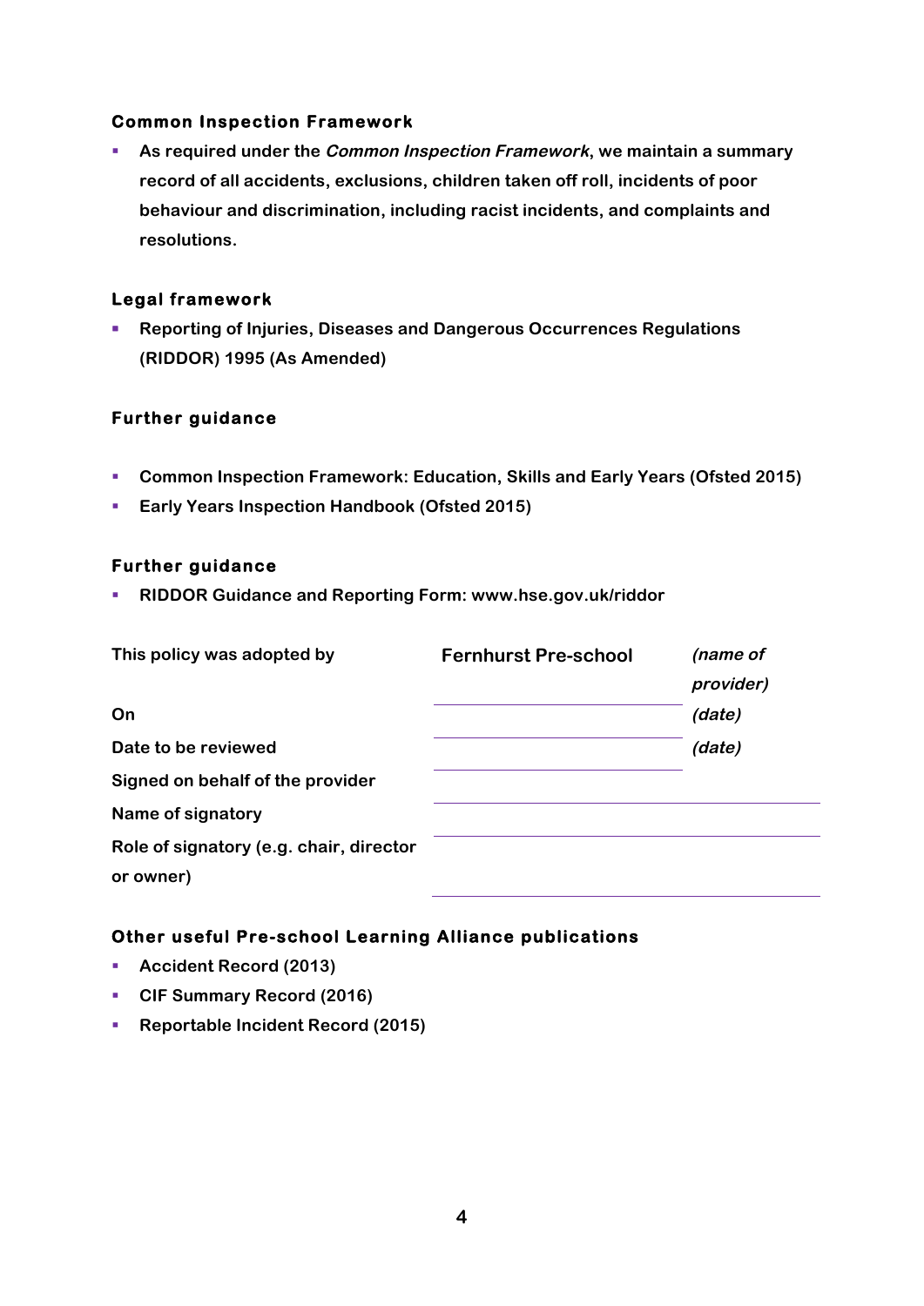### Common Inspection Framework

- As required under the *Common Inspection Framework*, we maintain a summary record of all accidents, exclusions, children taken off roll, incidents of poor behaviour and discrimination, including racist incidents, and complaints and resolutions.

### Legal framework

- Reporting of Injuries, Diseases and Dangerous Occurrences Regulations (RIDDOR) 1995 (As Amended)

### Further guidance

- Common Inspection Framework: Education, Skills and Early Years (Ofsted 2015)
- Early Years Inspection Handbook (Ofsted 2015)

### Further guidance

- RIDDOR Guidance and Reporting Form: www.hse.gov.uk/riddor

| | | |
|---|---|---|
| This policy was adopted by | Fernhurst Pre-school | *(name of provider)* |
| On | | *(date)* |
| Date to be reviewed | | *(date)* |
| Signed on behalf of the provider | | |
| Name of signatory | | |
| Role of signatory (e.g. chair, director or owner) | | |

### Other useful Pre-school Learning Alliance publications

- Accident Record (2013)
- CIF Summary Record (2016)
- Reportable Incident Record (2015)